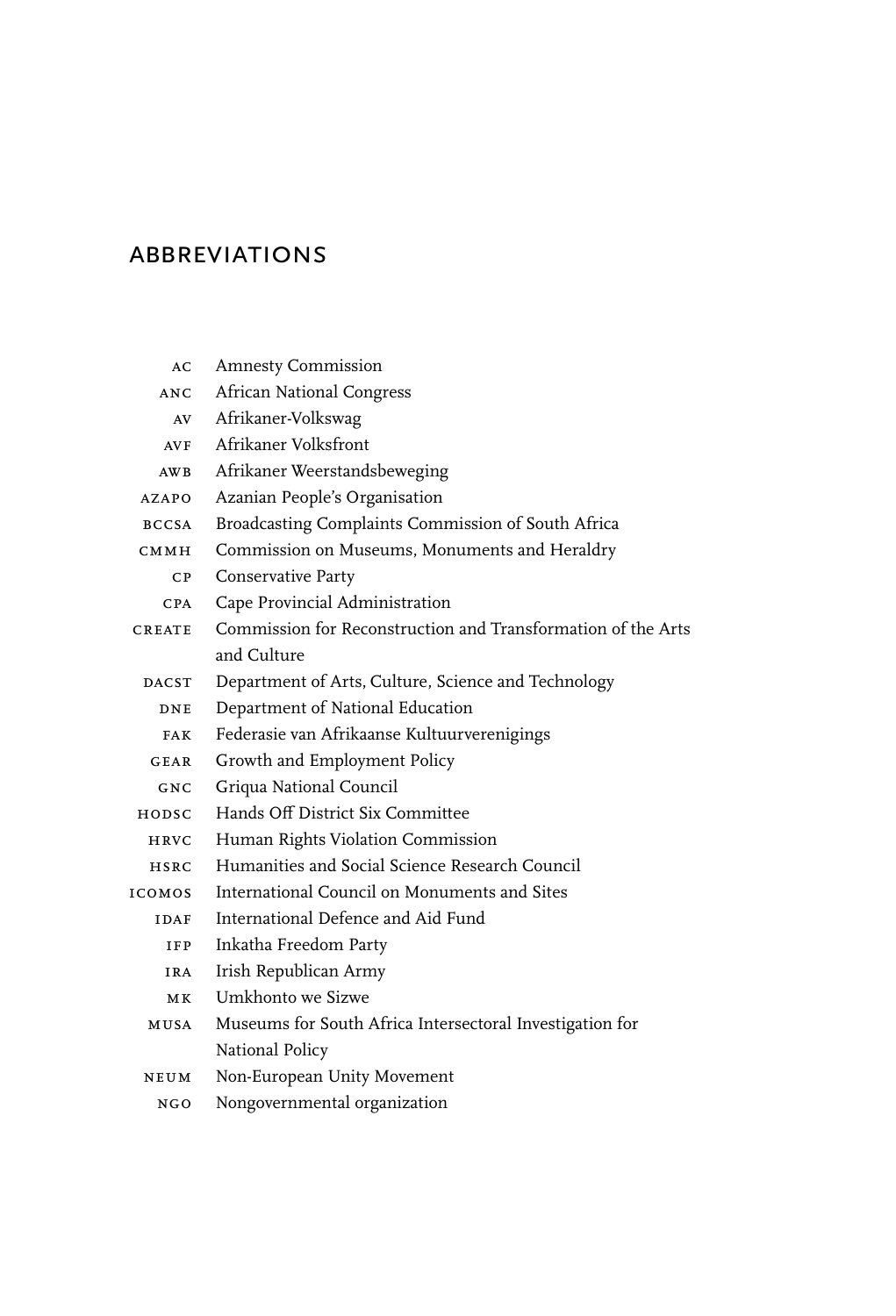# ABBREVIATIONS

| | |
|---|---|
| AC | Amnesty Commission |
| ANC | African National Congress |
| AV | Afrikaner-Volkswag |
| AVF | Afrikaner Volksfront |
| AWB | Afrikaner Weerstandsbeweging |
| AZAPO | Azanian People's Organisation |
| BCCSA | Broadcasting Complaints Commission of South Africa |
| CMMH | Commission on Museums, Monuments and Heraldry |
| CP | Conservative Party |
| CPA | Cape Provincial Administration |
| CREATE | Commission for Reconstruction and Transformation of the Arts and Culture |
| DACST | Department of Arts, Culture, Science and Technology |
| DNE | Department of National Education |
| FAK | Federasie van Afrikaanse Kultuurverenigings |
| GEAR | Growth and Employment Policy |
| GNC | Griqua National Council |
| HODSC | Hands Off District Six Committee |
| HRVC | Human Rights Violation Commission |
| HSRC | Humanities and Social Science Research Council |
| ICOMOS | International Council on Monuments and Sites |
| IDAF | International Defence and Aid Fund |
| IFP | Inkatha Freedom Party |
| IRA | Irish Republican Army |
| MK | Umkhonto we Sizwe |
| MUSA | Museums for South Africa Intersectoral Investigation for National Policy |
| NEUM | Non-European Unity Movement |
| NGO | Nongovernmental organization |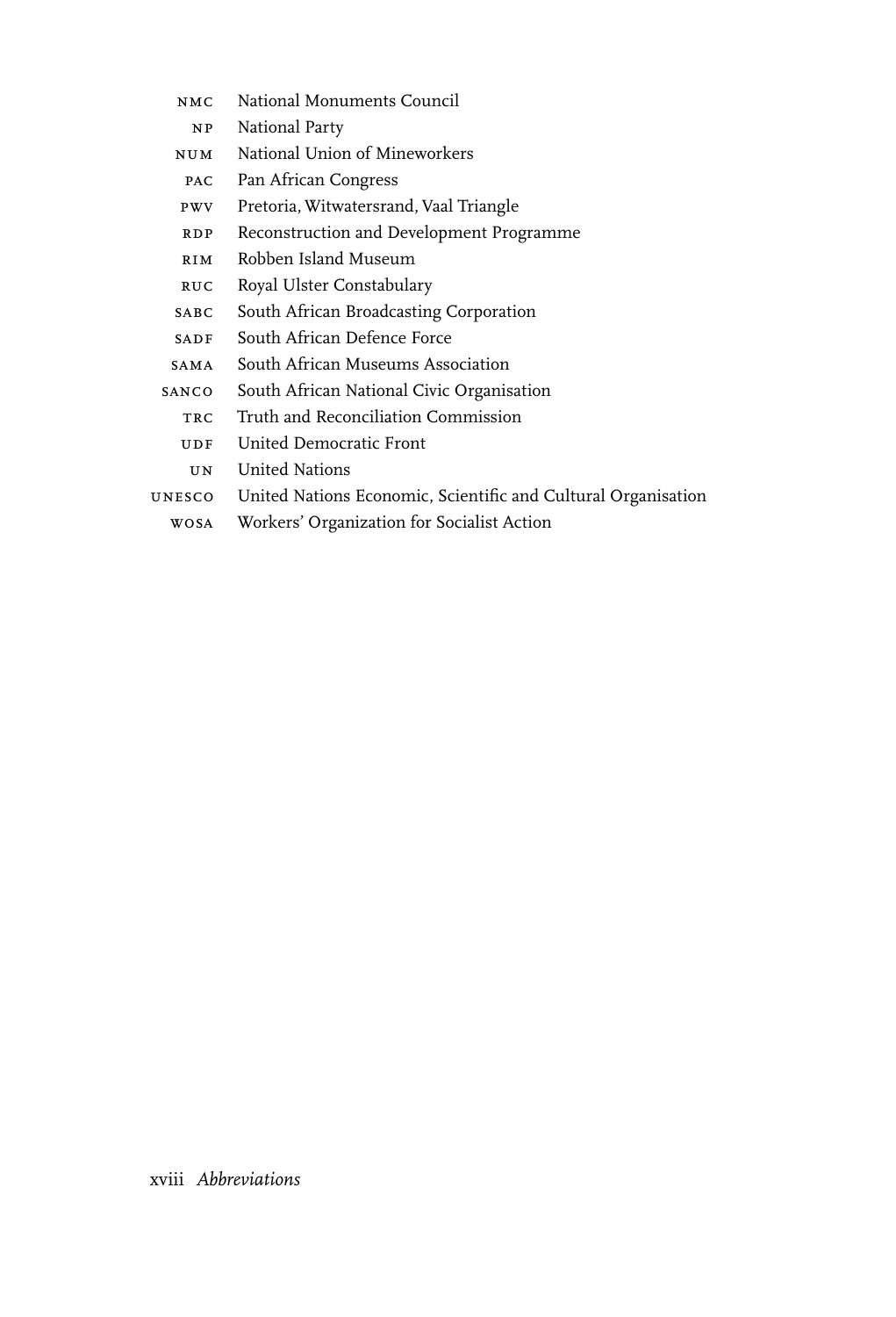| | |
|---|---|
| NMC | National Monuments Council |
| NP | National Party |
| NUM | National Union of Mineworkers |
| PAC | Pan African Congress |
| PWV | Pretoria, Witwatersrand, Vaal Triangle |
| RDP | Reconstruction and Development Programme |
| RIM | Robben Island Museum |
| RUC | Royal Ulster Constabulary |
| SABC | South African Broadcasting Corporation |
| SADF | South African Defence Force |
| SAMA | South African Museums Association |
| SANCO | South African National Civic Organisation |
| TRC | Truth and Reconciliation Commission |
| UDF | United Democratic Front |
| UN | United Nations |
| UNESCO | United Nations Economic, Scientific and Cultural Organisation |
| WOSA | Workers' Organization for Socialist Action |